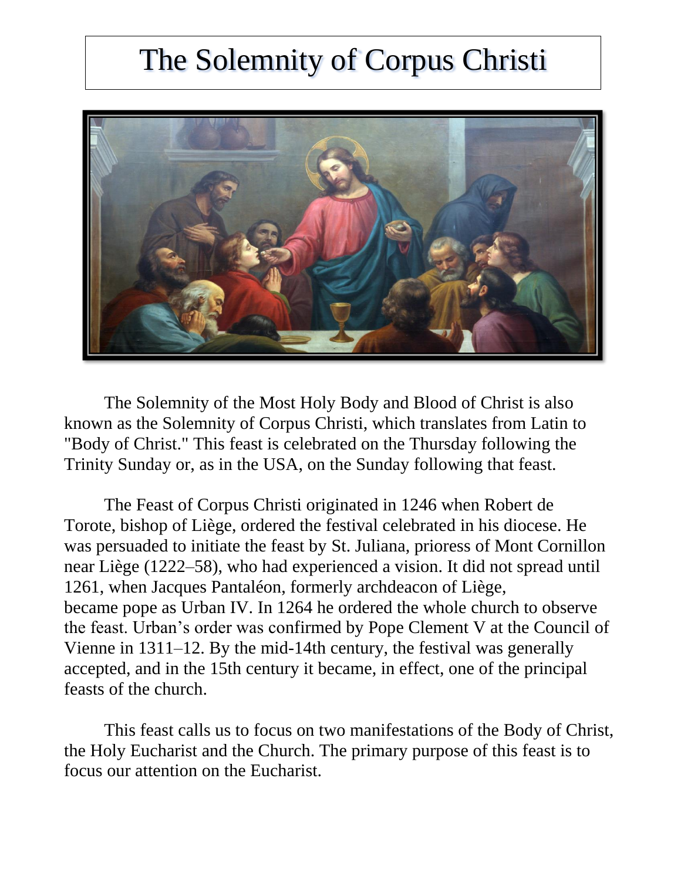# The Solemnity of Corpus Christi

The Solemnity of the Most Holy Body and Blood of Christ is also known as the Solemnity of Corpus Christi, which translates from Latin to "Body of Christ." This feast is celebrated on the Thursday following the Trinity Sunday or, as in the USA, on the Sunday following that feast.

The Feast of Corpus Christi originated in 1246 when Robert de Torote, bishop of Liège, ordered the festival celebrated in his diocese. He was persuaded to initiate the feast by St. Juliana, prioress of Mont Cornillon near Liège (1222–58), who had experienced a vision. It did not spread until 1261, when Jacques Pantaléon, formerly archdeacon of Liège, became pope as Urban IV. In 1264 he ordered the whole church to observe the feast. Urban's order was confirmed by Pope Clement V at the Council of Vienne in 1311–12. By the mid-14th century, the festival was generally accepted, and in the 15th century it became, in effect, one of the principal feasts of the church.

This feast calls us to focus on two manifestations of the Body of Christ, the Holy Eucharist and the Church. The primary purpose of this feast is to focus our attention on the Eucharist.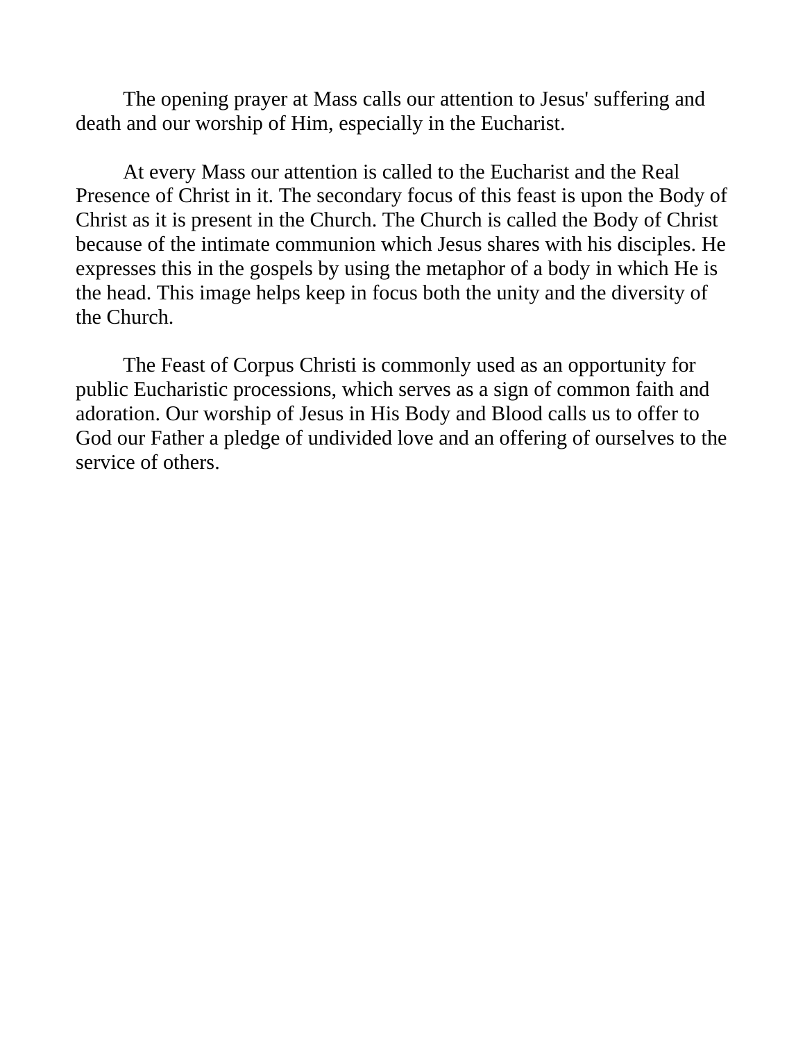The opening prayer at Mass calls our attention to Jesus' suffering and death and our worship of Him, especially in the Eucharist.

At every Mass our attention is called to the Eucharist and the Real Presence of Christ in it. The secondary focus of this feast is upon the Body of Christ as it is present in the Church. The Church is called the Body of Christ because of the intimate communion which Jesus shares with his disciples. He expresses this in the gospels by using the metaphor of a body in which He is the head. This image helps keep in focus both the unity and the diversity of the Church.

The Feast of Corpus Christi is commonly used as an opportunity for public Eucharistic processions, which serves as a sign of common faith and adoration. Our worship of Jesus in His Body and Blood calls us to offer to God our Father a pledge of undivided love and an offering of ourselves to the service of others.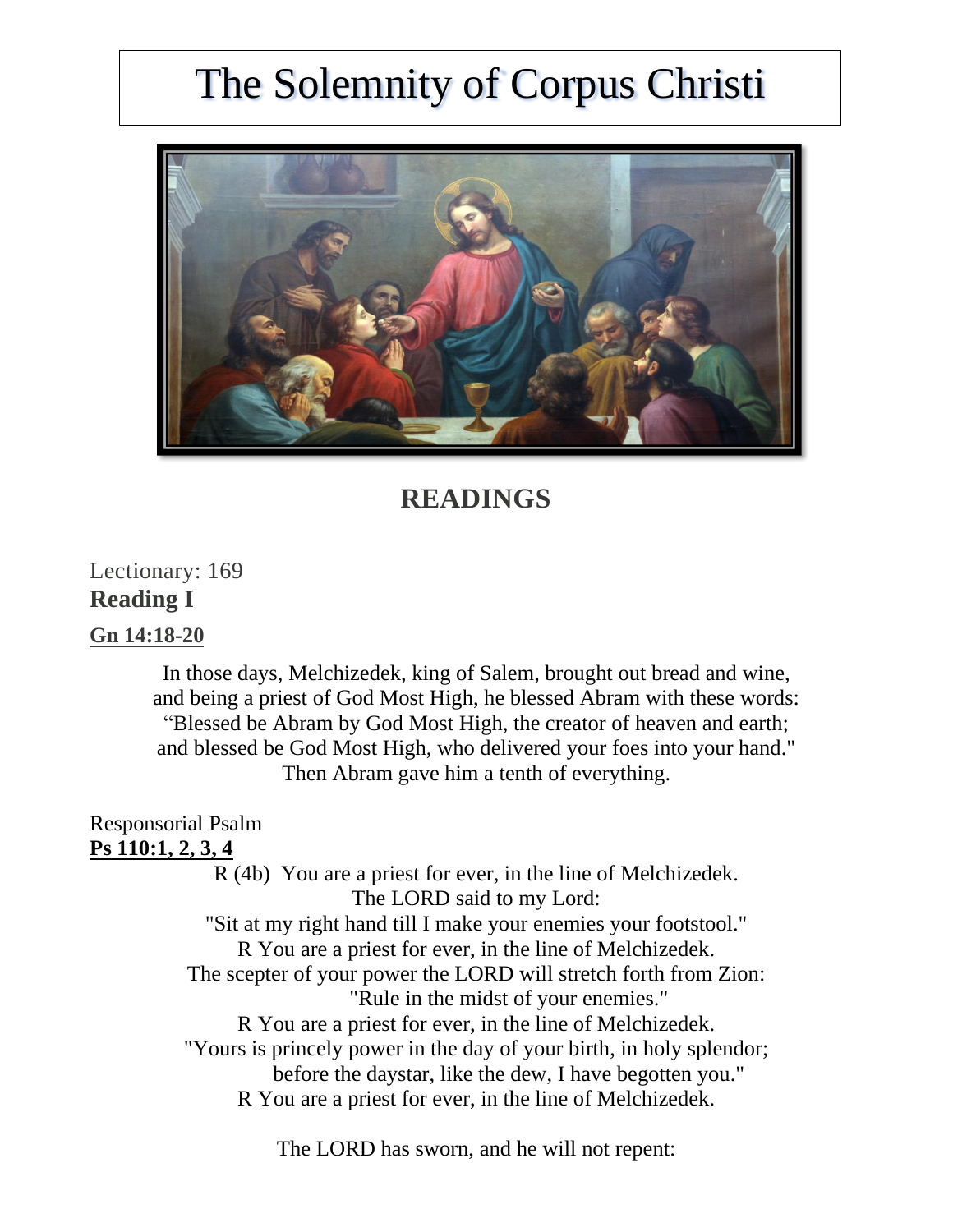# The Solemnity of Corpus Christi

## READINGS

Lectionary: 169

**Reading I**

**Gn 14:18-20**

In those days, Melchizedek, king of Salem, brought out bread and wine,
and being a priest of God Most High, he blessed Abram with these words:
"Blessed be Abram by God Most High, the creator of heaven and earth;
and blessed be God Most High, who delivered your foes into your hand."
Then Abram gave him a tenth of everything.

Responsorial Psalm

**Ps 110:1, 2, 3, 4**

R (4b) You are a priest for ever, in the line of Melchizedek.
The LORD said to my Lord:
"Sit at my right hand till I make your enemies your footstool."
R You are a priest for ever, in the line of Melchizedek.
The scepter of your power the LORD will stretch forth from Zion:
"Rule in the midst of your enemies."
R You are a priest for ever, in the line of Melchizedek.
"Yours is princely power in the day of your birth, in holy splendor;
before the daystar, like the dew, I have begotten you."
R You are a priest for ever, in the line of Melchizedek.

The LORD has sworn, and he will not repent: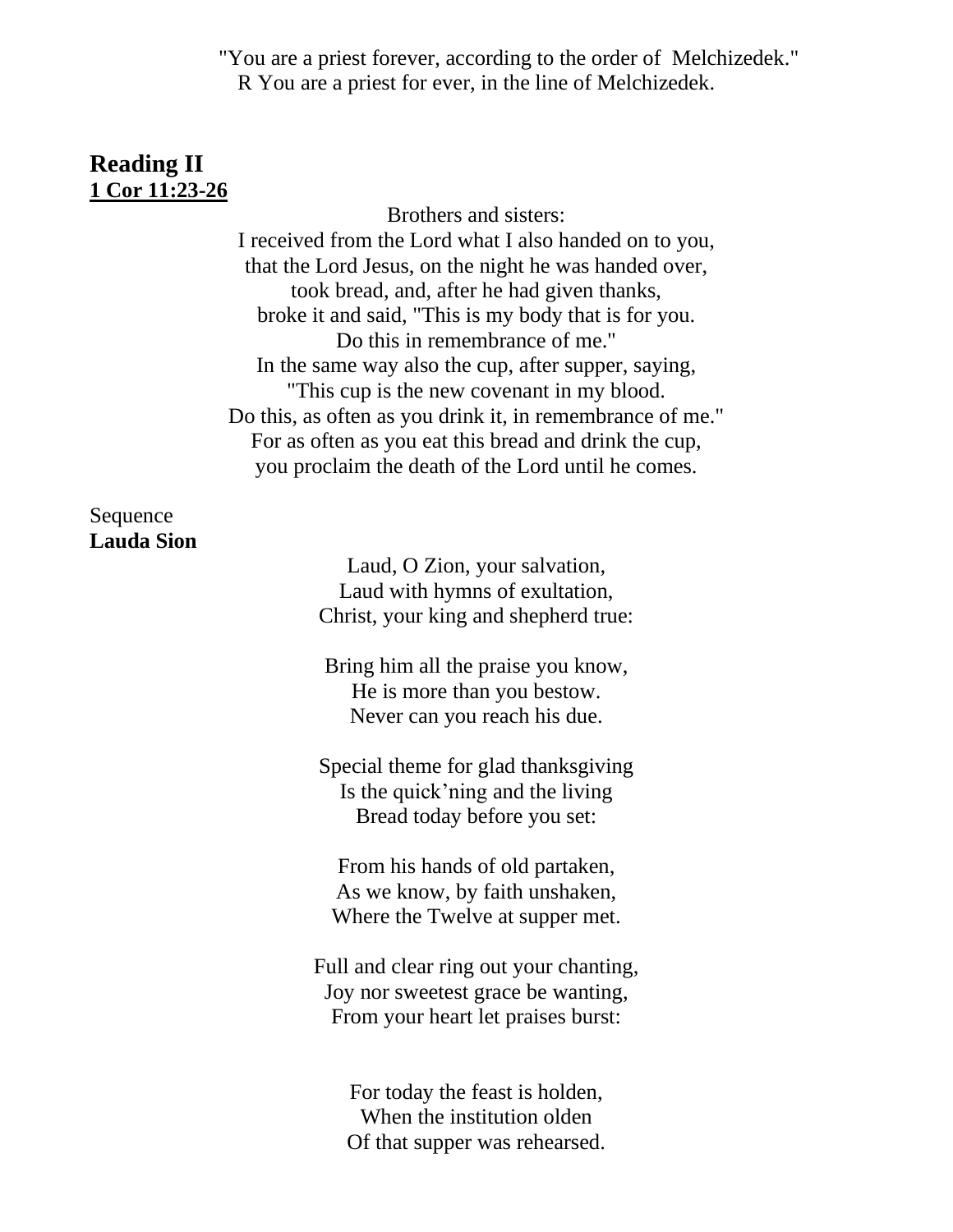"You are a priest forever, according to the order of Melchizedek."
R You are a priest for ever, in the line of Melchizedek.

## Reading II

**1 Cor 11:23-26**

Brothers and sisters:
I received from the Lord what I also handed on to you,
that the Lord Jesus, on the night he was handed over,
took bread, and, after he had given thanks,
broke it and said, "This is my body that is for you.
Do this in remembrance of me."
In the same way also the cup, after supper, saying,
"This cup is the new covenant in my blood.
Do this, as often as you drink it, in remembrance of me."
For as often as you eat this bread and drink the cup,
you proclaim the death of the Lord until he comes.

Sequence
**Lauda Sion**

Laud, O Zion, your salvation,
Laud with hymns of exultation,
Christ, your king and shepherd true:

Bring him all the praise you know,
He is more than you bestow.
Never can you reach his due.

Special theme for glad thanksgiving
Is the quick'ning and the living
Bread today before you set:

From his hands of old partaken,
As we know, by faith unshaken,
Where the Twelve at supper met.

Full and clear ring out your chanting,
Joy nor sweetest grace be wanting,
From your heart let praises burst:

For today the feast is holden,
When the institution olden
Of that supper was rehearsed.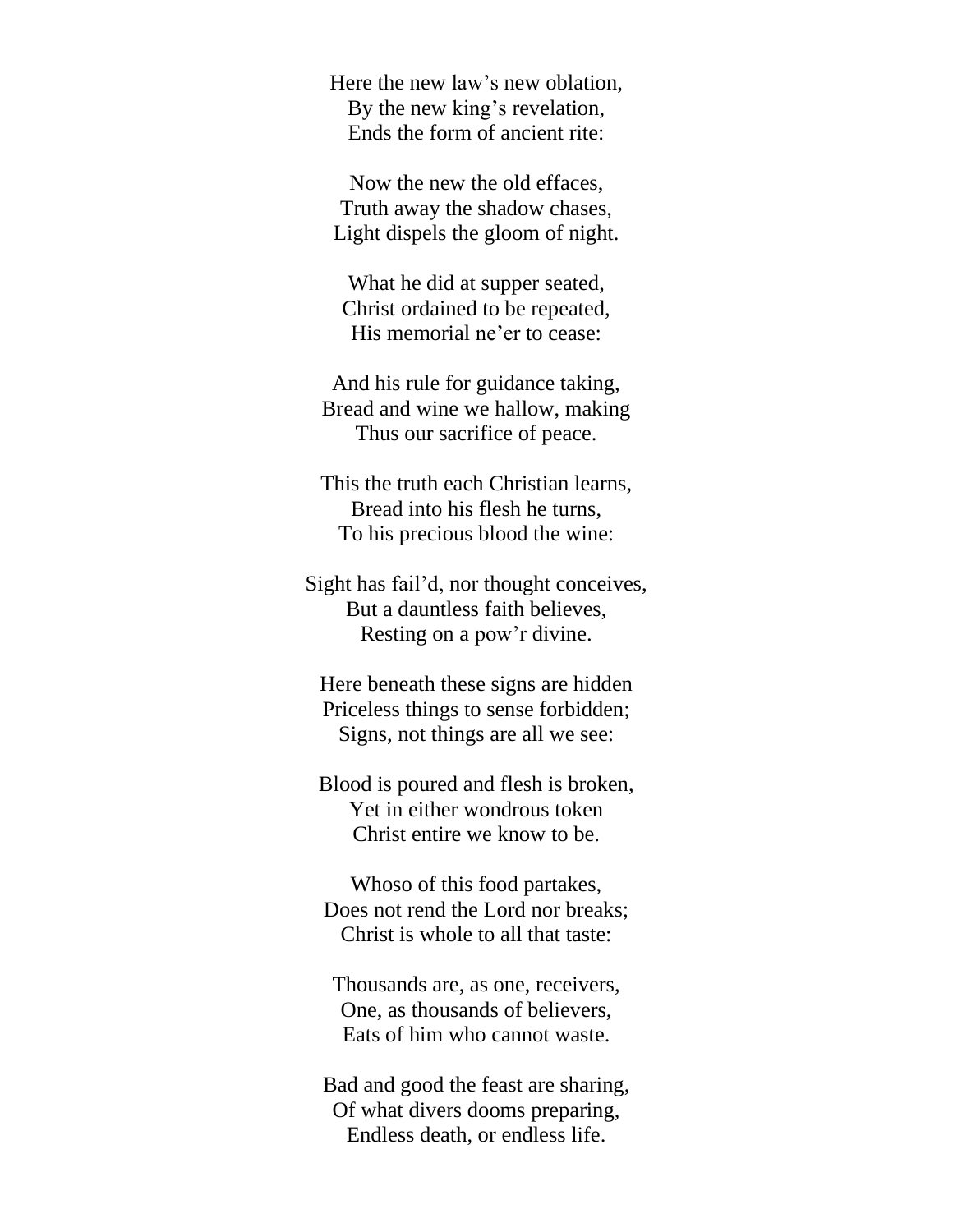Here the new law's new oblation,
By the new king's revelation,
Ends the form of ancient rite:

Now the new the old effaces,
Truth away the shadow chases,
Light dispels the gloom of night.

What he did at supper seated,
Christ ordained to be repeated,
His memorial ne'er to cease:

And his rule for guidance taking,
Bread and wine we hallow, making
Thus our sacrifice of peace.

This the truth each Christian learns,
Bread into his flesh he turns,
To his precious blood the wine:

Sight has fail'd, nor thought conceives,
But a dauntless faith believes,
Resting on a pow'r divine.

Here beneath these signs are hidden
Priceless things to sense forbidden;
Signs, not things are all we see:

Blood is poured and flesh is broken,
Yet in either wondrous token
Christ entire we know to be.

Whoso of this food partakes,
Does not rend the Lord nor breaks;
Christ is whole to all that taste:

Thousands are, as one, receivers,
One, as thousands of believers,
Eats of him who cannot waste.

Bad and good the feast are sharing,
Of what divers dooms preparing,
Endless death, or endless life.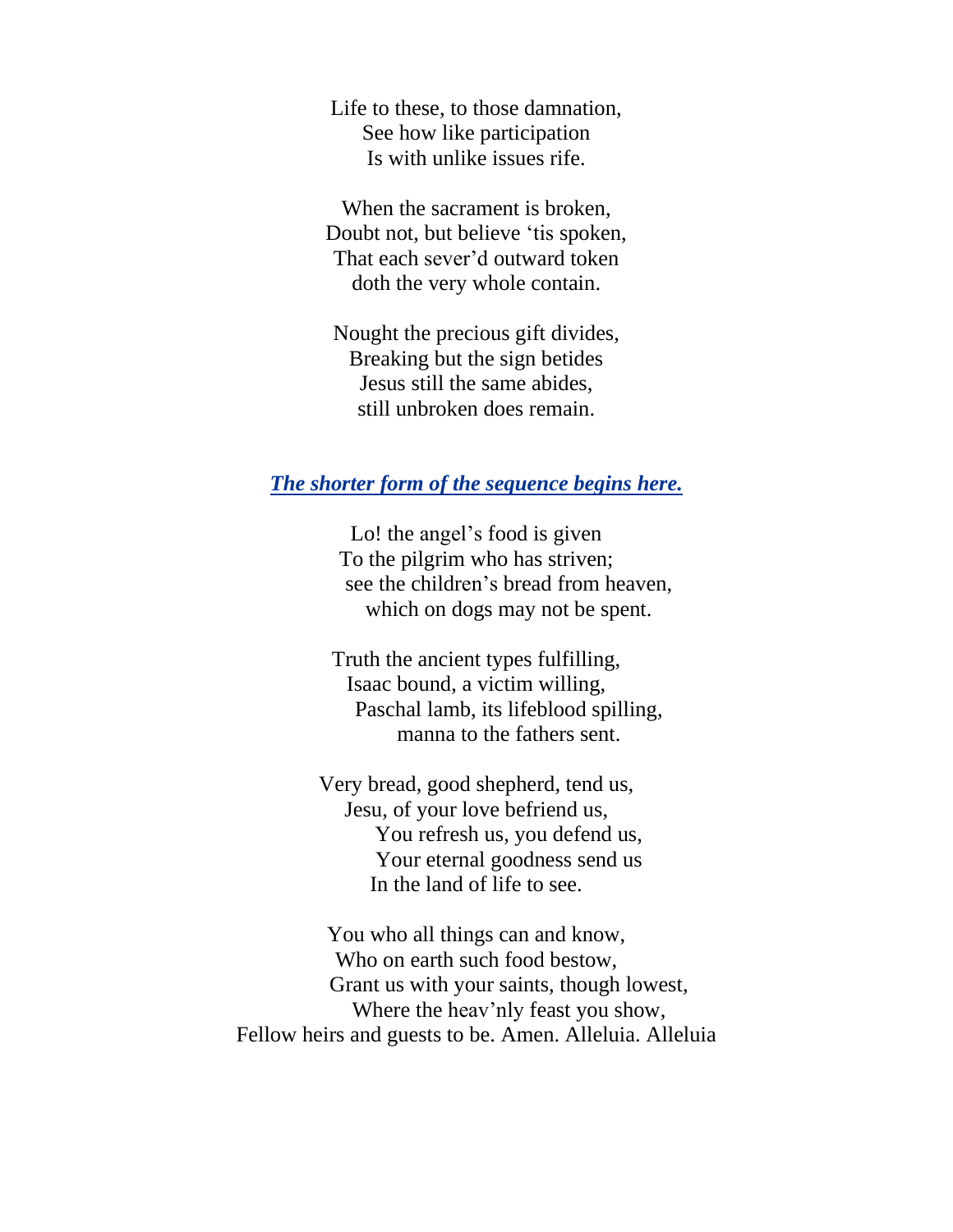Life to these, to those damnation,
See how like participation
Is with unlike issues rife.

When the sacrament is broken,
Doubt not, but believe 'tis spoken,
That each sever'd outward token
doth the very whole contain.

Nought the precious gift divides,
Breaking but the sign betides
Jesus still the same abides,
still unbroken does remain.

***The shorter form of the sequence begins here.***

Lo! the angel's food is given
To the pilgrim who has striven;
see the children's bread from heaven,
which on dogs may not be spent.

Truth the ancient types fulfilling,
Isaac bound, a victim willing,
Paschal lamb, its lifeblood spilling,
manna to the fathers sent.

Very bread, good shepherd, tend us,
Jesu, of your love befriend us,
You refresh us, you defend us,
Your eternal goodness send us
In the land of life to see.

You who all things can and know,
Who on earth such food bestow,
Grant us with your saints, though lowest,
Where the heav'nly feast you show,
Fellow heirs and guests to be. Amen. Alleluia. Alleluia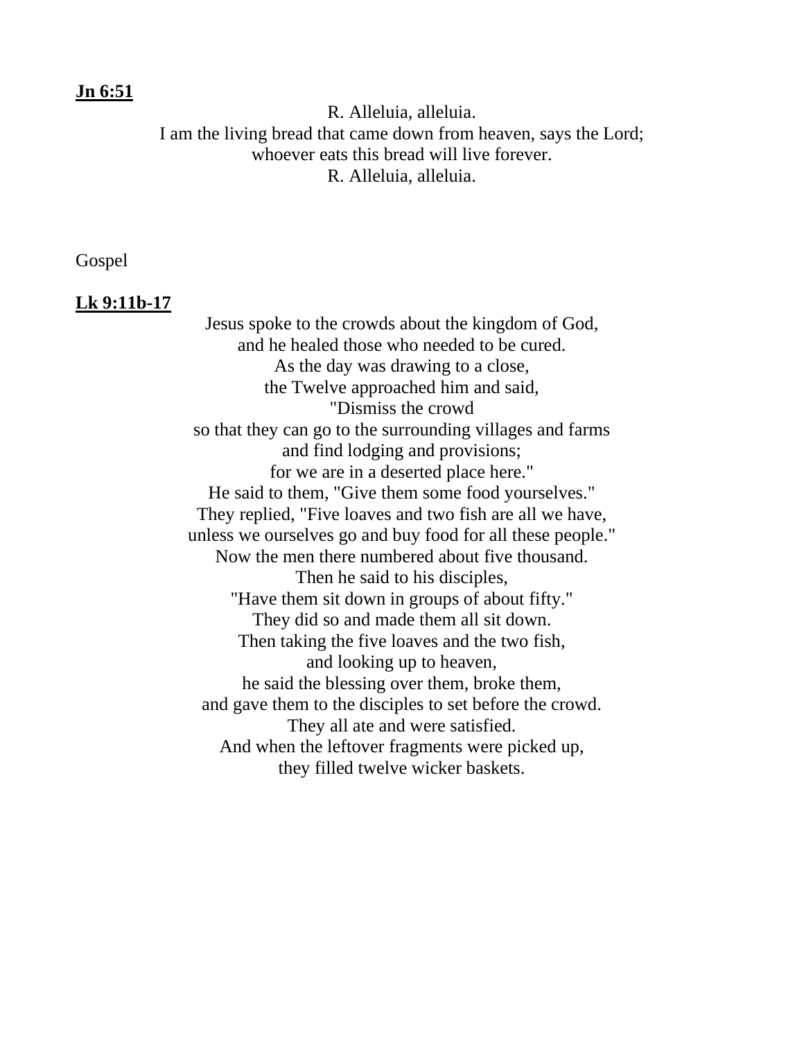**Jn 6:51**

R. Alleluia, alleluia.
I am the living bread that came down from heaven, says the Lord;
whoever eats this bread will live forever.
R. Alleluia, alleluia.

Gospel

**Lk 9:11b-17**

Jesus spoke to the crowds about the kingdom of God,
and he healed those who needed to be cured.
As the day was drawing to a close,
the Twelve approached him and said,
"Dismiss the crowd
so that they can go to the surrounding villages and farms
and find lodging and provisions;
for we are in a deserted place here."
He said to them, "Give them some food yourselves."
They replied, "Five loaves and two fish are all we have,
unless we ourselves go and buy food for all these people."
Now the men there numbered about five thousand.
Then he said to his disciples,
"Have them sit down in groups of about fifty."
They did so and made them all sit down.
Then taking the five loaves and the two fish,
and looking up to heaven,
he said the blessing over them, broke them,
and gave them to the disciples to set before the crowd.
They all ate and were satisfied.
And when the leftover fragments were picked up,
they filled twelve wicker baskets.